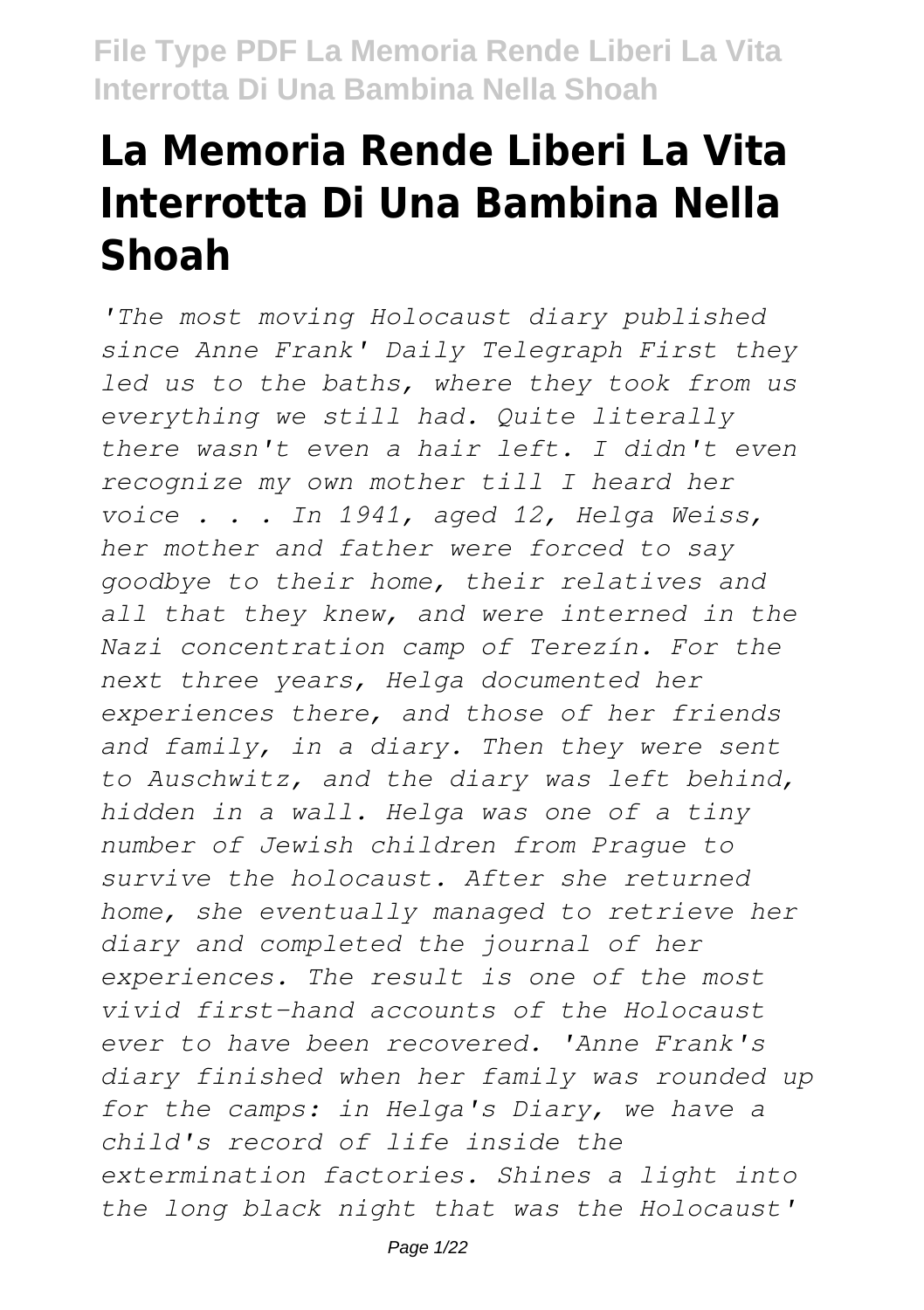# La Memoria Rende Liberi La Vita Interrotta Di Una Bambina Nella Shoah

*'The most moving Holocaust diary published since Anne Frank' Daily Telegraph First they led us to the baths, where they took from us everything we still had. Quite literally there wasn't even a hair left. I didn't even recognize my own mother till I heard her voice . . . In 1941, aged 12, Helga Weiss, her mother and father were forced to say goodbye to their home, their relatives and all that they knew, and were interned in the Nazi concentration camp of Terezín. For the next three years, Helga documented her experiences there, and those of her friends and family, in a diary. Then they were sent to Auschwitz, and the diary was left behind, hidden in a wall. Helga was one of a tiny number of Jewish children from Prague to survive the holocaust. After she returned home, she eventually managed to retrieve her diary and completed the journal of her experiences. The result is one of the most vivid first-hand accounts of the Holocaust ever to have been recovered. 'Anne Frank's diary finished when her family was rounded up for the camps: in Helga's Diary, we have a child's record of life inside the extermination factories. Shines a light into the long black night that was the Holocaust'*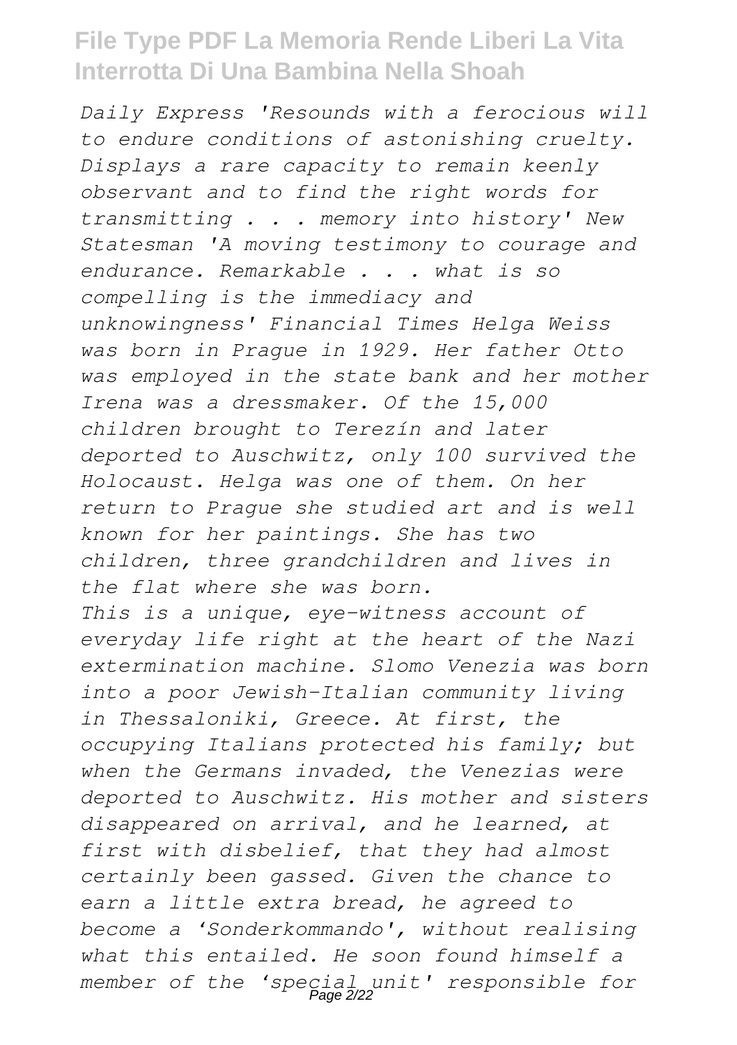*Daily Express 'Resounds with a ferocious will to endure conditions of astonishing cruelty. Displays a rare capacity to remain keenly observant and to find the right words for transmitting . . . memory into history' New Statesman 'A moving testimony to courage and endurance. Remarkable . . . what is so compelling is the immediacy and unknowingness' Financial Times Helga Weiss was born in Prague in 1929. Her father Otto was employed in the state bank and her mother Irena was a dressmaker. Of the 15,000 children brought to Terezín and later deported to Auschwitz, only 100 survived the Holocaust. Helga was one of them. On her return to Prague she studied art and is well known for her paintings. She has two children, three grandchildren and lives in the flat where she was born.*

*This is a unique, eye-witness account of everyday life right at the heart of the Nazi extermination machine. Slomo Venezia was born into a poor Jewish-Italian community living in Thessaloniki, Greece. At first, the occupying Italians protected his family; but when the Germans invaded, the Venezias were deported to Auschwitz. His mother and sisters disappeared on arrival, and he learned, at first with disbelief, that they had almost certainly been gassed. Given the chance to earn a little extra bread, he agreed to become a 'Sonderkommando', without realising what this entailed. He soon found himself a member of the 'special unit' responsible for*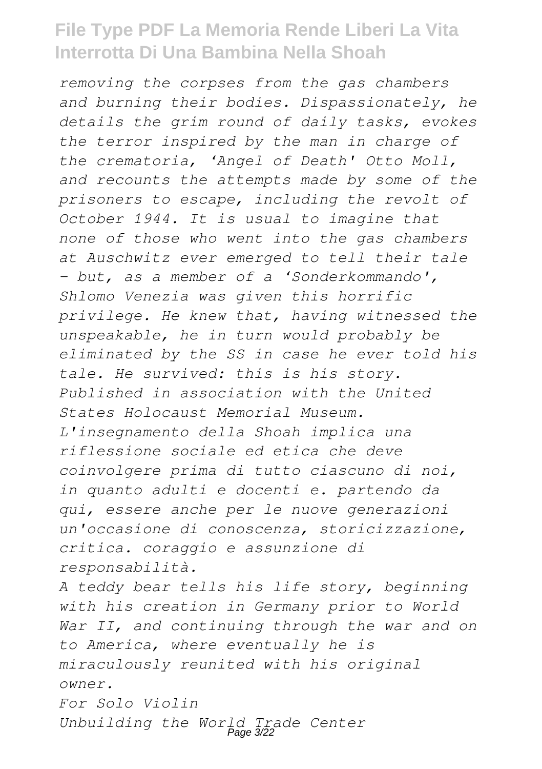*removing the corpses from the gas chambers and burning their bodies. Dispassionately, he details the grim round of daily tasks, evokes the terror inspired by the man in charge of the crematoria, 'Angel of Death' Otto Moll, and recounts the attempts made by some of the prisoners to escape, including the revolt of October 1944. It is usual to imagine that none of those who went into the gas chambers at Auschwitz ever emerged to tell their tale - but, as a member of a 'Sonderkommando', Shlomo Venezia was given this horrific privilege. He knew that, having witnessed the unspeakable, he in turn would probably be eliminated by the SS in case he ever told his tale. He survived: this is his story. Published in association with the United States Holocaust Memorial Museum.*

*L'insegnamento della Shoah implica una riflessione sociale ed etica che deve coinvolgere prima di tutto ciascuno di noi, in quanto adulti e docenti e. partendo da qui, essere anche per le nuove generazioni un'occasione di conoscenza, storicizzazione, critica. coraggio e assunzione di responsabilità.*

*A teddy bear tells his life story, beginning with his creation in Germany prior to World War II, and continuing through the war and on to America, where eventually he is miraculously reunited with his original owner.*

*For Solo Violin*

*Unbuilding the World Trade Center*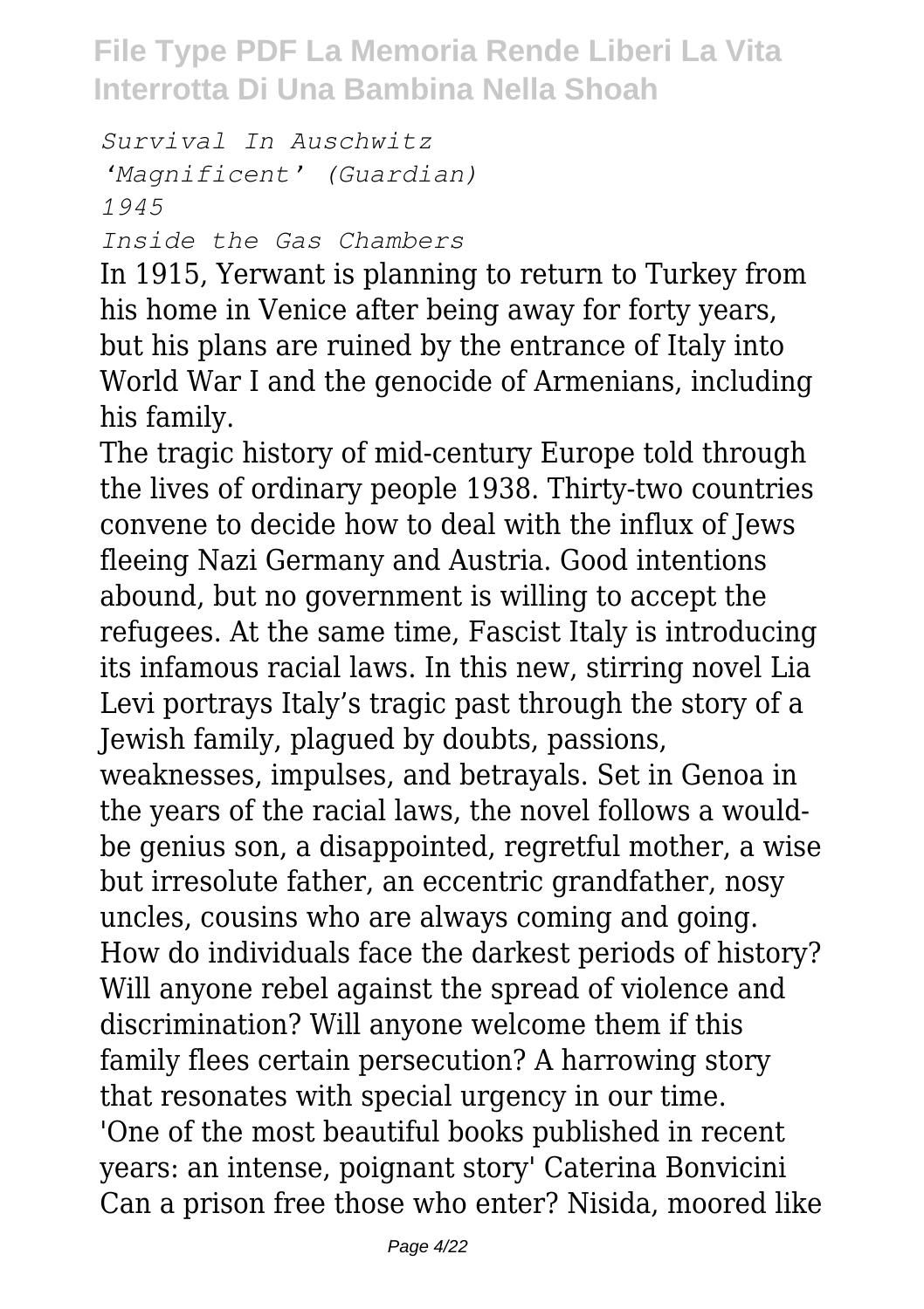*Survival In Auschwitz*
*'Magnificent' (Guardian)*
*1945*
*Inside the Gas Chambers*

In 1915, Yerwant is planning to return to Turkey from his home in Venice after being away for forty years, but his plans are ruined by the entrance of Italy into World War I and the genocide of Armenians, including his family.

The tragic history of mid-century Europe told through the lives of ordinary people 1938. Thirty-two countries convene to decide how to deal with the influx of Jews fleeing Nazi Germany and Austria. Good intentions abound, but no government is willing to accept the refugees. At the same time, Fascist Italy is introducing its infamous racial laws. In this new, stirring novel Lia Levi portrays Italy's tragic past through the story of a Jewish family, plagued by doubts, passions, weaknesses, impulses, and betrayals. Set in Genoa in the years of the racial laws, the novel follows a would-be genius son, a disappointed, regretful mother, a wise but irresolute father, an eccentric grandfather, nosy uncles, cousins who are always coming and going. How do individuals face the darkest periods of history? Will anyone rebel against the spread of violence and discrimination? Will anyone welcome them if this family flees certain persecution? A harrowing story that resonates with special urgency in our time.

'One of the most beautiful books published in recent years: an intense, poignant story' Caterina Bonvicini

Can a prison free those who enter? Nisida, moored like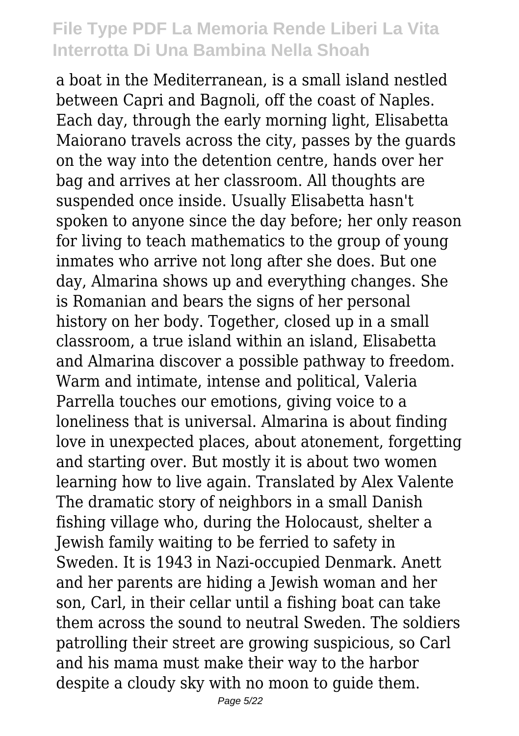a boat in the Mediterranean, is a small island nestled between Capri and Bagnoli, off the coast of Naples. Each day, through the early morning light, Elisabetta Maiorano travels across the city, passes by the guards on the way into the detention centre, hands over her bag and arrives at her classroom. All thoughts are suspended once inside. Usually Elisabetta hasn't spoken to anyone since the day before; her only reason for living to teach mathematics to the group of young inmates who arrive not long after she does. But one day, Almarina shows up and everything changes. She is Romanian and bears the signs of her personal history on her body. Together, closed up in a small classroom, a true island within an island, Elisabetta and Almarina discover a possible pathway to freedom. Warm and intimate, intense and political, Valeria Parrella touches our emotions, giving voice to a loneliness that is universal. Almarina is about finding love in unexpected places, about atonement, forgetting and starting over. But mostly it is about two women learning how to live again. Translated by Alex Valente The dramatic story of neighbors in a small Danish fishing village who, during the Holocaust, shelter a Jewish family waiting to be ferried to safety in Sweden. It is 1943 in Nazi-occupied Denmark. Anett and her parents are hiding a Jewish woman and her son, Carl, in their cellar until a fishing boat can take them across the sound to neutral Sweden. The soldiers patrolling their street are growing suspicious, so Carl and his mama must make their way to the harbor despite a cloudy sky with no moon to guide them.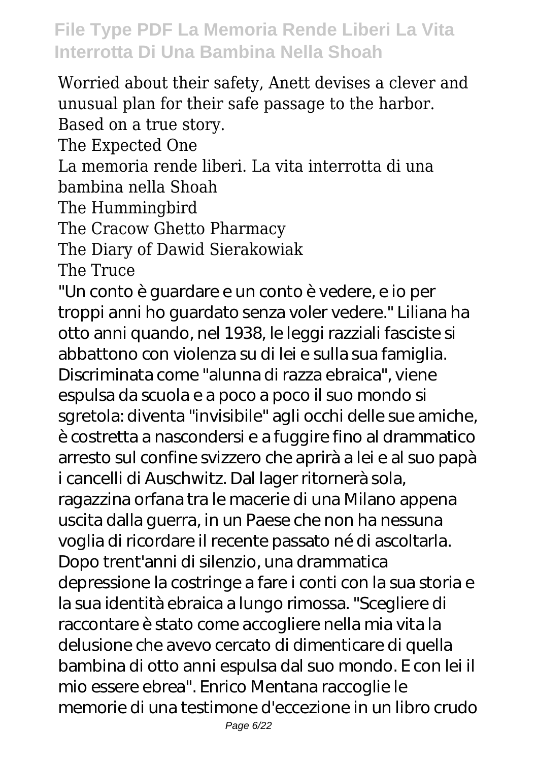Worried about their safety, Anett devises a clever and unusual plan for their safe passage to the harbor. Based on a true story.

The Expected One

La memoria rende liberi. La vita interrotta di una bambina nella Shoah

The Hummingbird

The Cracow Ghetto Pharmacy

The Diary of Dawid Sierakowiak

The Truce

"Un conto è guardare e un conto è vedere, e io per troppi anni ho guardato senza voler vedere." Liliana ha otto anni quando, nel 1938, le leggi razziali fasciste si abbattono con violenza su di lei e sulla sua famiglia. Discriminata come "alunna di razza ebraica", viene espulsa da scuola e a poco a poco il suo mondo si sgretola: diventa "invisibile" agli occhi delle sue amiche, è costretta a nascondersi e a fuggire fino al drammatico arresto sul confine svizzero che aprirà a lei e al suo papà i cancelli di Auschwitz. Dal lager ritornerà sola, ragazzina orfana tra le macerie di una Milano appena uscita dalla guerra, in un Paese che non ha nessuna voglia di ricordare il recente passato né di ascoltarla. Dopo trent'anni di silenzio, una drammatica depressione la costringe a fare i conti con la sua storia e la sua identità ebraica a lungo rimossa. "Scegliere di raccontare è stato come accogliere nella mia vita la delusione che avevo cercato di dimenticare di quella bambina di otto anni espulsa dal suo mondo. E con lei il mio essere ebrea". Enrico Mentana raccoglie le memorie di una testimone d'eccezione in un libro crudo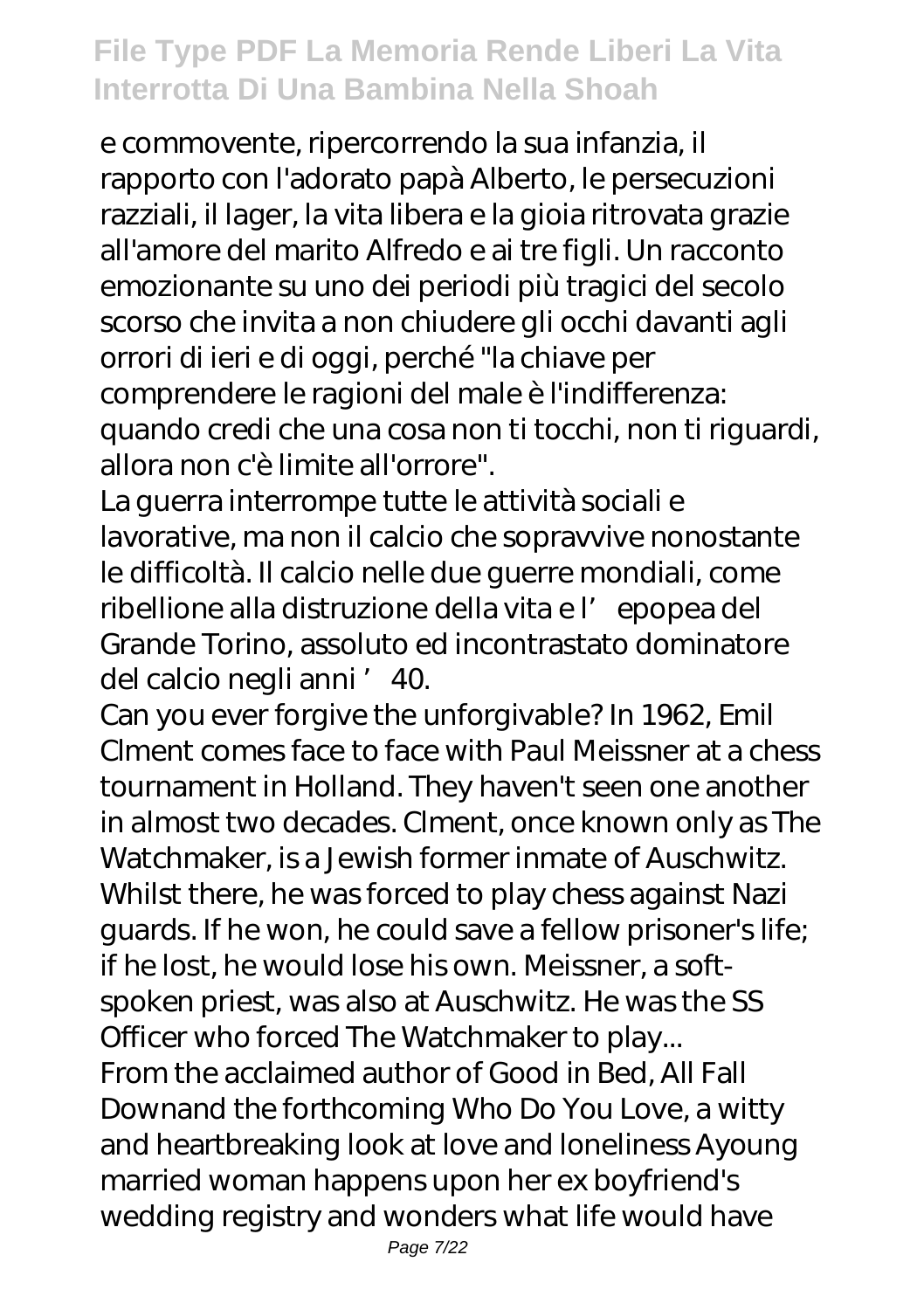e commovente, ripercorrendo la sua infanzia, il rapporto con l'adorato papà Alberto, le persecuzioni razziali, il lager, la vita libera e la gioia ritrovata grazie all'amore del marito Alfredo e ai tre figli. Un racconto emozionante su uno dei periodi più tragici del secolo scorso che invita a non chiudere gli occhi davanti agli orrori di ieri e di oggi, perché "la chiave per comprendere le ragioni del male è l'indifferenza: quando credi che una cosa non ti tocchi, non ti riguardi, allora non c'è limite all'orrore".

La guerra interrompe tutte le attività sociali e lavorative, ma non il calcio che sopravvive nonostante le difficoltà. Il calcio nelle due guerre mondiali, come ribellione alla distruzione della vita e l' epopea del Grande Torino, assoluto ed incontrastato dominatore del calcio negli anni ' 40.

Can you ever forgive the unforgivable? In 1962, Emil Clment comes face to face with Paul Meissner at a chess tournament in Holland. They haven't seen one another in almost two decades. Clment, once known only as The Watchmaker, is a Jewish former inmate of Auschwitz. Whilst there, he was forced to play chess against Nazi guards. If he won, he could save a fellow prisoner's life; if he lost, he would lose his own. Meissner, a soft-spoken priest, was also at Auschwitz. He was the SS Officer who forced The Watchmaker to play...

From the acclaimed author of Good in Bed, All Fall Downand the forthcoming Who Do You Love, a witty and heartbreaking look at love and loneliness Ayoung married woman happens upon her ex boyfriend's wedding registry and wonders what life would have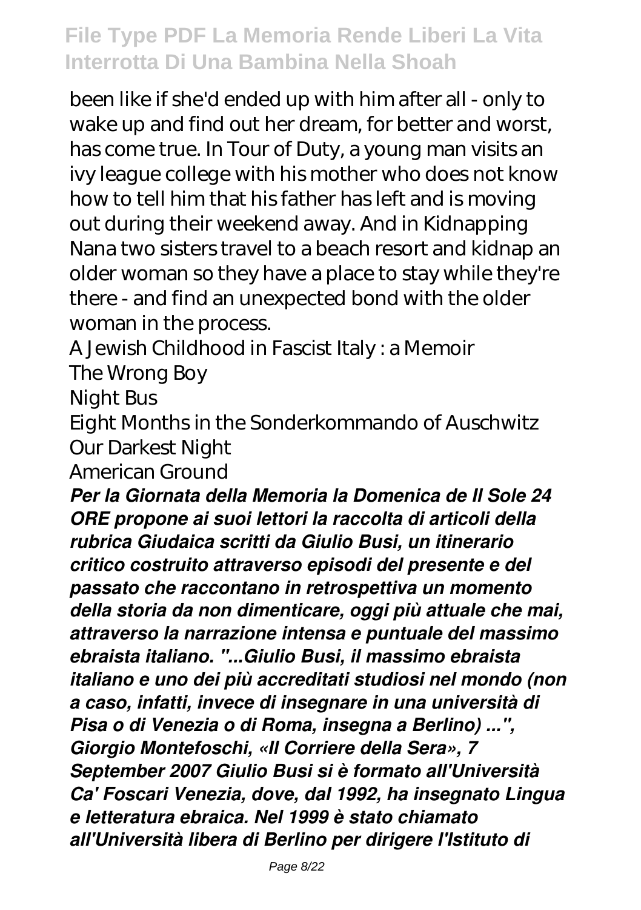been like if she'd ended up with him after all - only to wake up and find out her dream, for better and worst, has come true. In Tour of Duty, a young man visits an ivy league college with his mother who does not know how to tell him that his father has left and is moving out during their weekend away. And in Kidnapping Nana two sisters travel to a beach resort and kidnap an older woman so they have a place to stay while they're there - and find an unexpected bond with the older woman in the process.

A Jewish Childhood in Fascist Italy : a Memoir
The Wrong Boy
Night Bus
Eight Months in the Sonderkommando of Auschwitz
Our Darkest Night
American Ground

***Per la Giornata della Memoria la Domenica de Il Sole 24 ORE propone ai suoi lettori la raccolta di articoli della rubrica Giudaica scritti da Giulio Busi, un itinerario critico costruito attraverso episodi del presente e del passato che raccontano in retrospettiva un momento della storia da non dimenticare, oggi più attuale che mai, attraverso la narrazione intensa e puntuale del massimo ebraista italiano. "...Giulio Busi, il massimo ebraista italiano e uno dei più accreditati studiosi nel mondo (non a caso, infatti, invece di insegnare in una università di Pisa o di Venezia o di Roma, insegna a Berlino) ...", Giorgio Montefoschi, «Il Corriere della Sera», 7 September 2007 Giulio Busi si è formato all'Università Ca' Foscari Venezia, dove, dal 1992, ha insegnato Lingua e letteratura ebraica. Nel 1999 è stato chiamato all'Università libera di Berlino per dirigere l'Istituto di***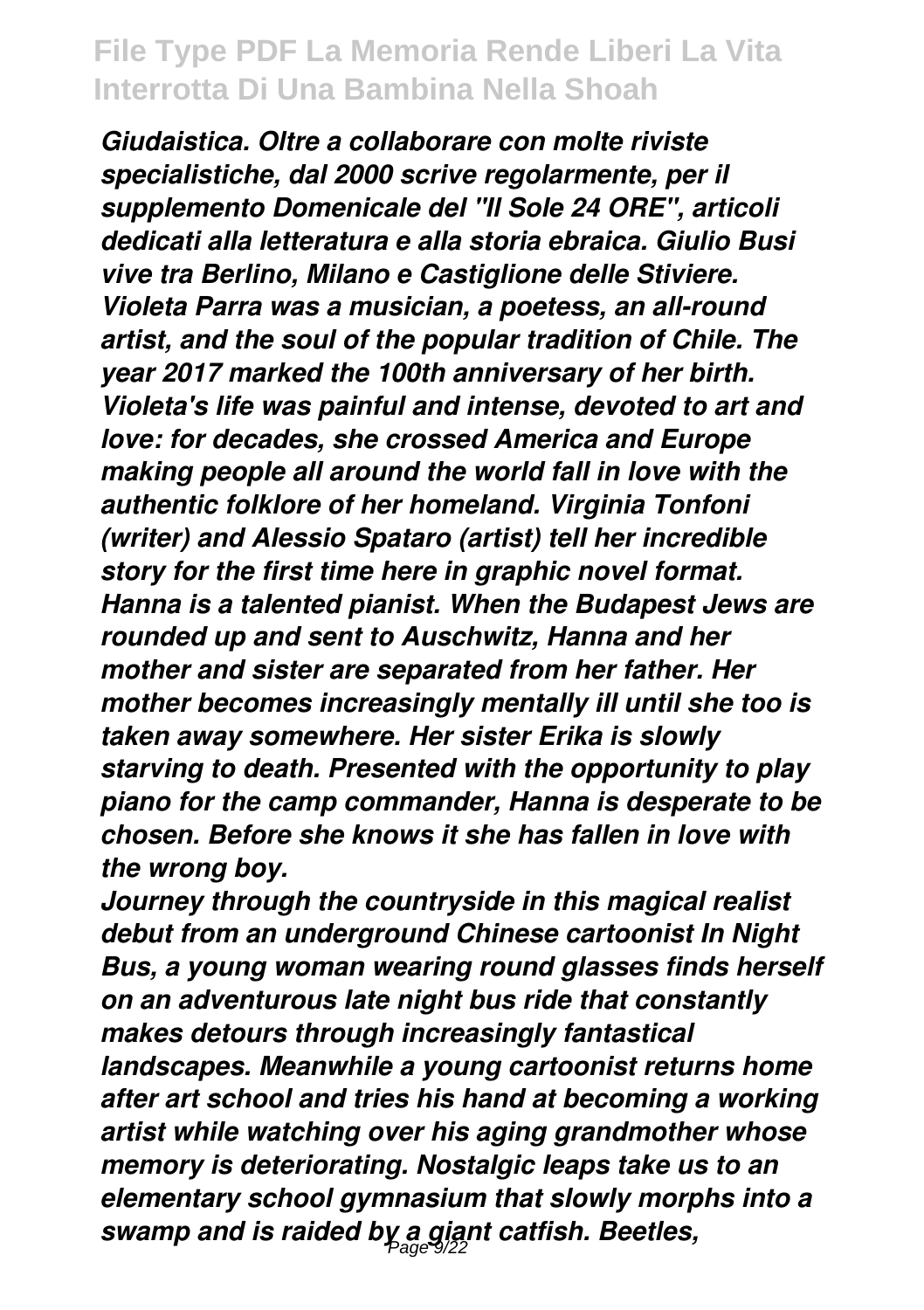*Giudaistica. Oltre a collaborare con molte riviste specialistiche, dal 2000 scrive regolarmente, per il supplemento Domenicale del "Il Sole 24 ORE", articoli dedicati alla letteratura e alla storia ebraica. Giulio Busi vive tra Berlino, Milano e Castiglione delle Stiviere. Violeta Parra was a musician, a poetess, an all-round artist, and the soul of the popular tradition of Chile. The year 2017 marked the 100th anniversary of her birth. Violeta's life was painful and intense, devoted to art and love: for decades, she crossed America and Europe making people all around the world fall in love with the authentic folklore of her homeland. Virginia Tonfoni (writer) and Alessio Spataro (artist) tell her incredible story for the first time here in graphic novel format. Hanna is a talented pianist. When the Budapest Jews are rounded up and sent to Auschwitz, Hanna and her mother and sister are separated from her father. Her mother becomes increasingly mentally ill until she too is taken away somewhere. Her sister Erika is slowly starving to death. Presented with the opportunity to play piano for the camp commander, Hanna is desperate to be chosen. Before she knows it she has fallen in love with the wrong boy.*

*Journey through the countryside in this magical realist debut from an underground Chinese cartoonist In Night Bus, a young woman wearing round glasses finds herself on an adventurous late night bus ride that constantly makes detours through increasingly fantastical landscapes. Meanwhile a young cartoonist returns home after art school and tries his hand at becoming a working artist while watching over his aging grandmother whose memory is deteriorating. Nostalgic leaps take us to an elementary school gymnasium that slowly morphs into a swamp and is raided by a giant catfish. Beetles,*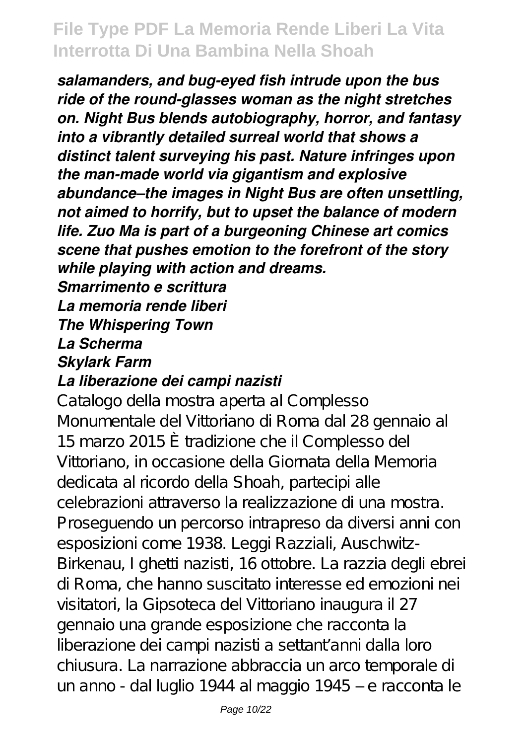*salamanders, and bug-eyed fish intrude upon the bus ride of the round-glasses woman as the night stretches on. Night Bus blends autobiography, horror, and fantasy into a vibrantly detailed surreal world that shows a distinct talent surveying his past. Nature infringes upon the man-made world via gigantism and explosive abundance–the images in Night Bus are often unsettling, not aimed to horrify, but to upset the balance of modern life. Zuo Ma is part of a burgeoning Chinese art comics scene that pushes emotion to the forefront of the story while playing with action and dreams.*

***Smarrimento e scrittura***

***La memoria rende liberi***

***The Whispering Town***

***La Scherma***

***Skylark Farm***

***La liberazione dei campi nazisti***

Catalogo della mostra aperta al Complesso Monumentale del Vittoriano di Roma dal 28 gennaio al 15 marzo 2015 È tradizione che il Complesso del Vittoriano, in occasione della Giornata della Memoria dedicata al ricordo della Shoah, partecipi alle celebrazioni attraverso la realizzazione di una mostra. Proseguendo un percorso intrapreso da diversi anni con esposizioni come 1938. Leggi Razziali, Auschwitz-Birkenau, I ghetti nazisti, 16 ottobre. La razzia degli ebrei di Roma, che hanno suscitato interesse ed emozioni nei visitatori, la Gipsoteca del Vittoriano inaugura il 27 gennaio una grande esposizione che racconta la liberazione dei campi nazisti a settant'anni dalla loro chiusura. La narrazione abbraccia un arco temporale di un anno - dal luglio 1944 al maggio 1945 – e racconta le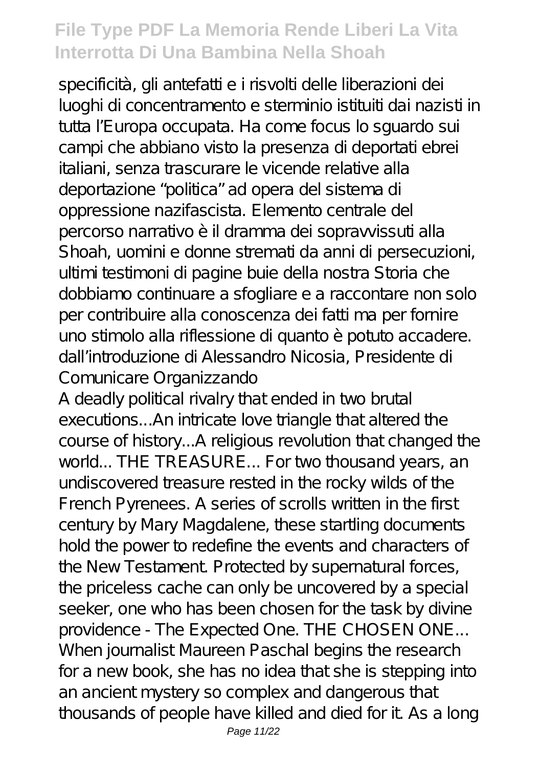specificità, gli antefatti e i risvolti delle liberazioni dei luoghi di concentramento e sterminio istituiti dai nazisti in tutta l'Europa occupata. Ha come focus lo sguardo sui campi che abbiano visto la presenza di deportati ebrei italiani, senza trascurare le vicende relative alla deportazione "politica" ad opera del sistema di oppressione nazifascista. Elemento centrale del percorso narrativo è il dramma dei sopravvissuti alla Shoah, uomini e donne stremati da anni di persecuzioni, ultimi testimoni di pagine buie della nostra Storia che dobbiamo continuare a sfogliare e a raccontare non solo per contribuire alla conoscenza dei fatti ma per fornire uno stimolo alla riflessione di quanto è potuto accadere. dall'introduzione di Alessandro Nicosia, Presidente di Comunicare Organizzando

A deadly political rivalry that ended in two brutal executions...An intricate love triangle that altered the course of history...A religious revolution that changed the world... THE TREASURE... For two thousand years, an undiscovered treasure rested in the rocky wilds of the French Pyrenees. A series of scrolls written in the first century by Mary Magdalene, these startling documents hold the power to redefine the events and characters of the New Testament. Protected by supernatural forces, the priceless cache can only be uncovered by a special seeker, one who has been chosen for the task by divine providence - The Expected One. THE CHOSEN ONE... When journalist Maureen Paschal begins the research for a new book, she has no idea that she is stepping into an ancient mystery so complex and dangerous that thousands of people have killed and died for it. As a long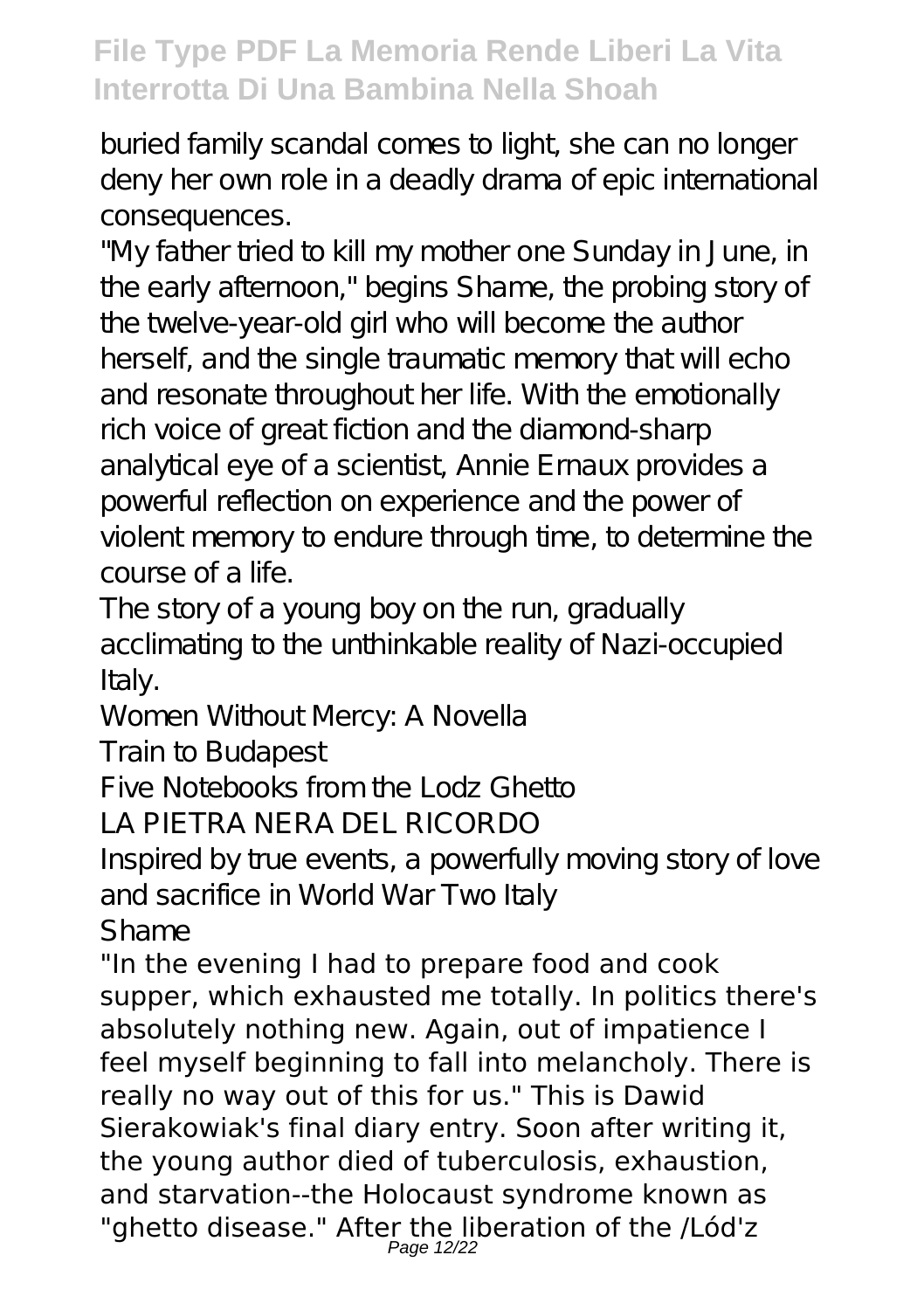buried family scandal comes to light, she can no longer deny her own role in a deadly drama of epic international consequences.

"My father tried to kill my mother one Sunday in June, in the early afternoon," begins Shame, the probing story of the twelve-year-old girl who will become the author herself, and the single traumatic memory that will echo and resonate throughout her life. With the emotionally rich voice of great fiction and the diamond-sharp analytical eye of a scientist, Annie Ernaux provides a powerful reflection on experience and the power of violent memory to endure through time, to determine the course of a life.

The story of a young boy on the run, gradually acclimating to the unthinkable reality of Nazi-occupied Italy.

Women Without Mercy: A Novella

Train to Budapest

Five Notebooks from the Lodz Ghetto

LA PIETRA NERA DEL RICORDO

Inspired by true events, a powerfully moving story of love and sacrifice in World War Two Italy

Shame

"In the evening I had to prepare food and cook supper, which exhausted me totally. In politics there's absolutely nothing new. Again, out of impatience I feel myself beginning to fall into melancholy. There is really no way out of this for us." This is Dawid Sierakowiak's final diary entry. Soon after writing it, the young author died of tuberculosis, exhaustion, and starvation--the Holocaust syndrome known as "ghetto disease." After the liberation of the /Lód'z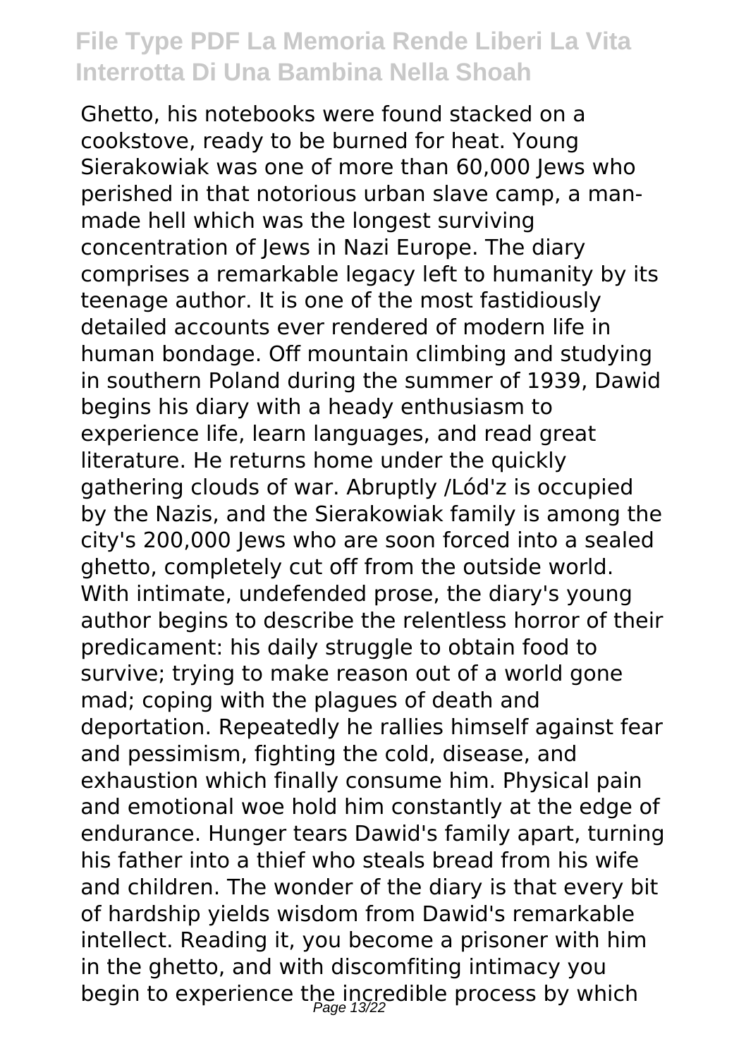Ghetto, his notebooks were found stacked on a cookstove, ready to be burned for heat. Young Sierakowiak was one of more than 60,000 Jews who perished in that notorious urban slave camp, a man-made hell which was the longest surviving concentration of Jews in Nazi Europe. The diary comprises a remarkable legacy left to humanity by its teenage author. It is one of the most fastidiously detailed accounts ever rendered of modern life in human bondage. Off mountain climbing and studying in southern Poland during the summer of 1939, Dawid begins his diary with a heady enthusiasm to experience life, learn languages, and read great literature. He returns home under the quickly gathering clouds of war. Abruptly /Lód'z is occupied by the Nazis, and the Sierakowiak family is among the city's 200,000 Jews who are soon forced into a sealed ghetto, completely cut off from the outside world. With intimate, undefended prose, the diary's young author begins to describe the relentless horror of their predicament: his daily struggle to obtain food to survive; trying to make reason out of a world gone mad; coping with the plagues of death and deportation. Repeatedly he rallies himself against fear and pessimism, fighting the cold, disease, and exhaustion which finally consume him. Physical pain and emotional woe hold him constantly at the edge of endurance. Hunger tears Dawid's family apart, turning his father into a thief who steals bread from his wife and children. The wonder of the diary is that every bit of hardship yields wisdom from Dawid's remarkable intellect. Reading it, you become a prisoner with him in the ghetto, and with discomfiting intimacy you begin to experience the incredible process by which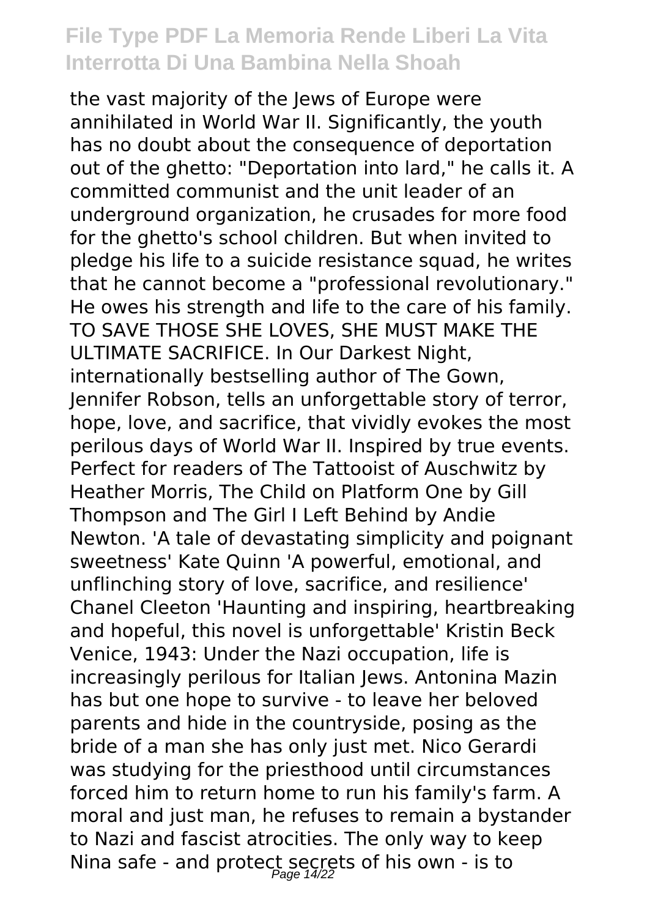the vast majority of the Jews of Europe were annihilated in World War II. Significantly, the youth has no doubt about the consequence of deportation out of the ghetto: "Deportation into lard," he calls it. A committed communist and the unit leader of an underground organization, he crusades for more food for the ghetto's school children. But when invited to pledge his life to a suicide resistance squad, he writes that he cannot become a "professional revolutionary." He owes his strength and life to the care of his family. TO SAVE THOSE SHE LOVES, SHE MUST MAKE THE ULTIMATE SACRIFICE. In Our Darkest Night, internationally bestselling author of The Gown, Jennifer Robson, tells an unforgettable story of terror, hope, love, and sacrifice, that vividly evokes the most perilous days of World War II. Inspired by true events. Perfect for readers of The Tattooist of Auschwitz by Heather Morris, The Child on Platform One by Gill Thompson and The Girl I Left Behind by Andie Newton. 'A tale of devastating simplicity and poignant sweetness' Kate Quinn 'A powerful, emotional, and unflinching story of love, sacrifice, and resilience' Chanel Cleeton 'Haunting and inspiring, heartbreaking and hopeful, this novel is unforgettable' Kristin Beck Venice, 1943: Under the Nazi occupation, life is increasingly perilous for Italian Jews. Antonina Mazin has but one hope to survive - to leave her beloved parents and hide in the countryside, posing as the bride of a man she has only just met. Nico Gerardi was studying for the priesthood until circumstances forced him to return home to run his family's farm. A moral and just man, he refuses to remain a bystander to Nazi and fascist atrocities. The only way to keep Nina safe - and protect secrets of his own - is to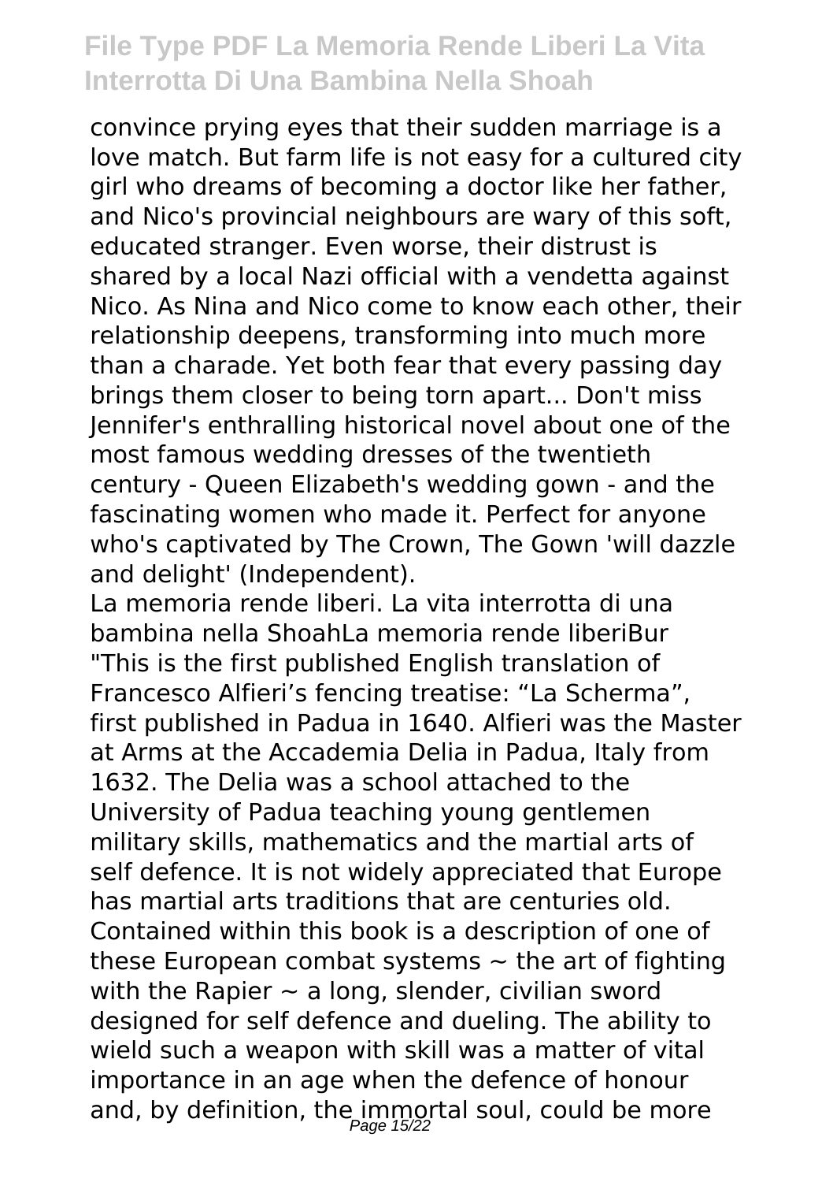convince prying eyes that their sudden marriage is a love match. But farm life is not easy for a cultured city girl who dreams of becoming a doctor like her father, and Nico's provincial neighbours are wary of this soft, educated stranger. Even worse, their distrust is shared by a local Nazi official with a vendetta against Nico. As Nina and Nico come to know each other, their relationship deepens, transforming into much more than a charade. Yet both fear that every passing day brings them closer to being torn apart... Don't miss Jennifer's enthralling historical novel about one of the most famous wedding dresses of the twentieth century - Queen Elizabeth's wedding gown - and the fascinating women who made it. Perfect for anyone who's captivated by The Crown, The Gown 'will dazzle and delight' (Independent).

La memoria rende liberi. La vita interrotta di una bambina nella ShoahLa memoria rende liberiBur

"This is the first published English translation of Francesco Alfieri's fencing treatise: "La Scherma", first published in Padua in 1640. Alfieri was the Master at Arms at the Accademia Delia in Padua, Italy from 1632. The Delia was a school attached to the University of Padua teaching young gentlemen military skills, mathematics and the martial arts of self defence. It is not widely appreciated that Europe has martial arts traditions that are centuries old. Contained within this book is a description of one of these European combat systems ~ the art of fighting with the Rapier ~ a long, slender, civilian sword designed for self defence and dueling. The ability to wield such a weapon with skill was a matter of vital importance in an age when the defence of honour and, by definition, the immortal soul, could be more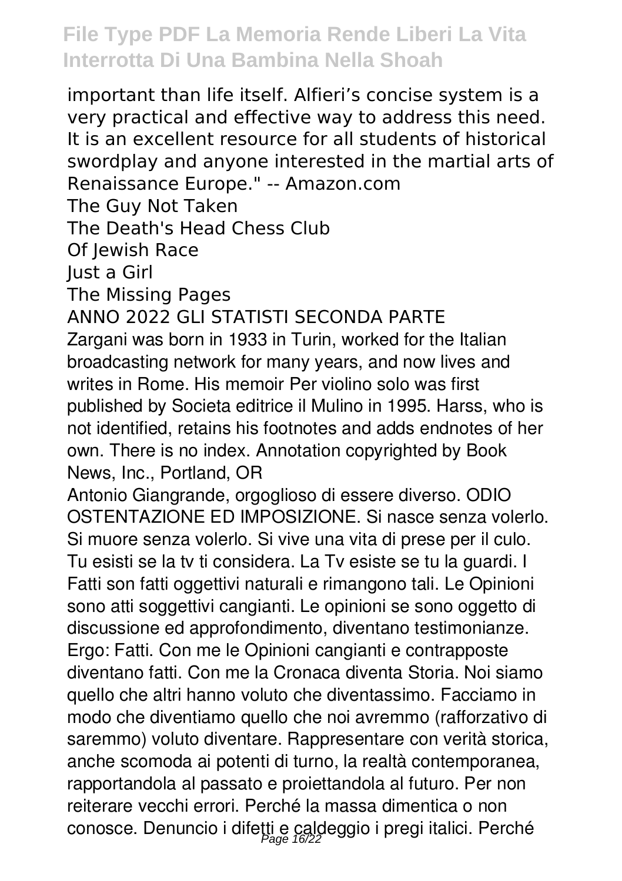important than life itself. Alfieri's concise system is a very practical and effective way to address this need. It is an excellent resource for all students of historical swordplay and anyone interested in the martial arts of Renaissance Europe." -- Amazon.com

The Guy Not Taken

The Death's Head Chess Club

Of Jewish Race

Just a Girl

The Missing Pages

ANNO 2022 GLI STATISTI SECONDA PARTE

Zargani was born in 1933 in Turin, worked for the Italian broadcasting network for many years, and now lives and writes in Rome. His memoir Per violino solo was first published by Societa editrice il Mulino in 1995. Harss, who is not identified, retains his footnotes and adds endnotes of her own. There is no index. Annotation copyrighted by Book News, Inc., Portland, OR

Antonio Giangrande, orgoglioso di essere diverso. ODIO OSTENTAZIONE ED IMPOSIZIONE. Si nasce senza volerlo. Si muore senza volerlo. Si vive una vita di prese per il culo. Tu esisti se la tv ti considera. La Tv esiste se tu la guardi. I Fatti son fatti oggettivi naturali e rimangono tali. Le Opinioni sono atti soggettivi cangianti. Le opinioni se sono oggetto di discussione ed approfondimento, diventano testimonianze. Ergo: Fatti. Con me le Opinioni cangianti e contrapposte diventano fatti. Con me la Cronaca diventa Storia. Noi siamo quello che altri hanno voluto che diventassimo. Facciamo in modo che diventiamo quello che noi avremmo (rafforzativo di saremmo) voluto diventare. Rappresentare con verità storica, anche scomoda ai potenti di turno, la realtà contemporanea, rapportandola al passato e proiettandola al futuro. Per non reiterare vecchi errori. Perché la massa dimentica o non conosce. Denuncio i difetti e caldeggio i pregi italici. Perché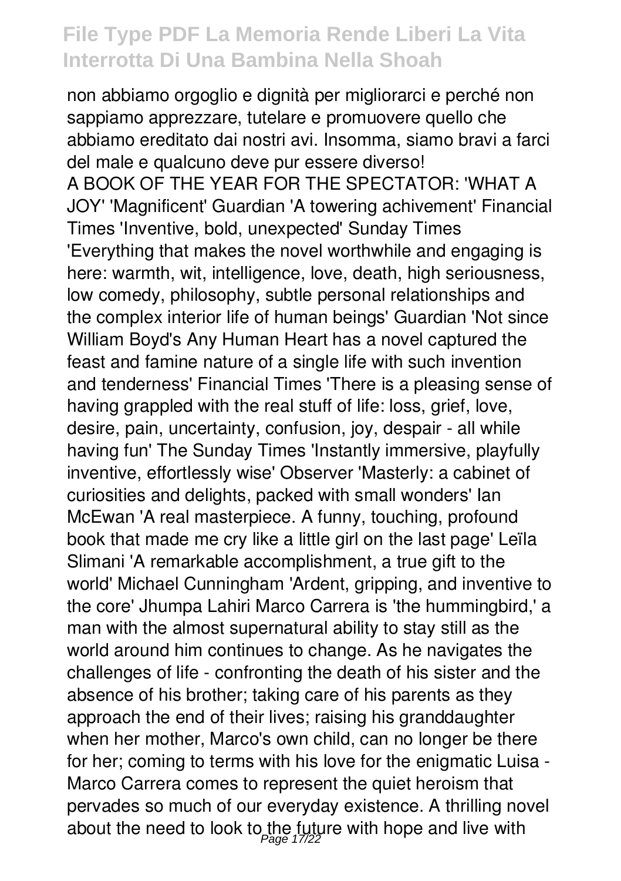non abbiamo orgoglio e dignità per migliorarci e perché non sappiamo apprezzare, tutelare e promuovere quello che abbiamo ereditato dai nostri avi. Insomma, siamo bravi a farci del male e qualcuno deve pur essere diverso!

A BOOK OF THE YEAR FOR THE SPECTATOR: 'WHAT A JOY' 'Magnificent' Guardian 'A towering achivement' Financial Times 'Inventive, bold, unexpected' Sunday Times 'Everything that makes the novel worthwhile and engaging is here: warmth, wit, intelligence, love, death, high seriousness, low comedy, philosophy, subtle personal relationships and the complex interior life of human beings' Guardian 'Not since William Boyd's Any Human Heart has a novel captured the feast and famine nature of a single life with such invention and tenderness' Financial Times 'There is a pleasing sense of having grappled with the real stuff of life: loss, grief, love, desire, pain, uncertainty, confusion, joy, despair - all while having fun' The Sunday Times 'Instantly immersive, playfully inventive, effortlessly wise' Observer 'Masterly: a cabinet of curiosities and delights, packed with small wonders' Ian McEwan 'A real masterpiece. A funny, touching, profound book that made me cry like a little girl on the last page' Leïla Slimani 'A remarkable accomplishment, a true gift to the world' Michael Cunningham 'Ardent, gripping, and inventive to the core' Jhumpa Lahiri Marco Carrera is 'the hummingbird,' a man with the almost supernatural ability to stay still as the world around him continues to change. As he navigates the challenges of life - confronting the death of his sister and the absence of his brother; taking care of his parents as they approach the end of their lives; raising his granddaughter when her mother, Marco's own child, can no longer be there for her; coming to terms with his love for the enigmatic Luisa - Marco Carrera comes to represent the quiet heroism that pervades so much of our everyday existence. A thrilling novel about the need to look to the future with hope and live with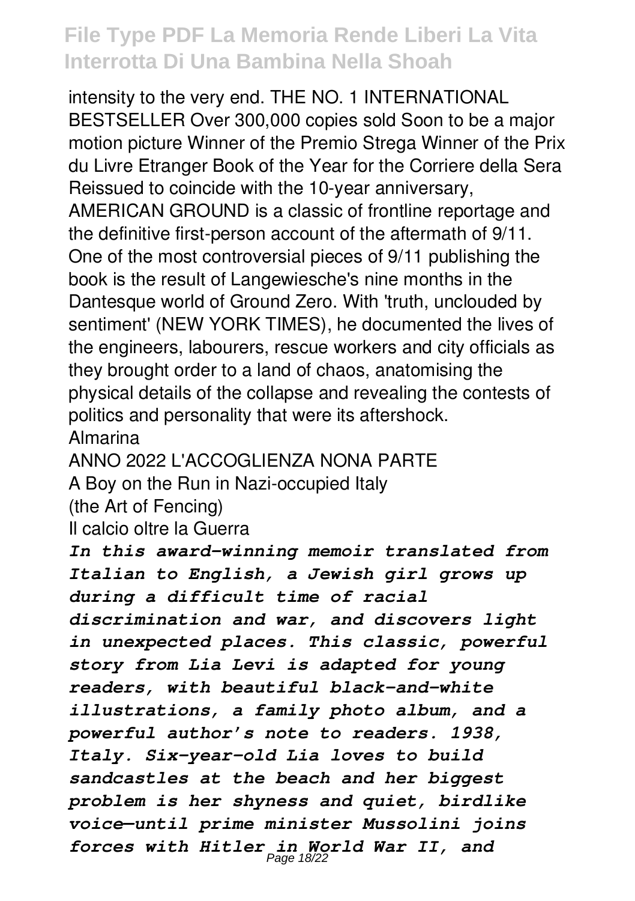intensity to the very end. THE NO. 1 INTERNATIONAL BESTSELLER Over 300,000 copies sold Soon to be a major motion picture Winner of the Premio Strega Winner of the Prix du Livre Etranger Book of the Year for the Corriere della Sera Reissued to coincide with the 10-year anniversary, AMERICAN GROUND is a classic of frontline reportage and the definitive first-person account of the aftermath of 9/11. One of the most controversial pieces of 9/11 publishing the book is the result of Langewiesche's nine months in the Dantesque world of Ground Zero. With 'truth, unclouded by sentiment' (NEW YORK TIMES), he documented the lives of the engineers, labourers, rescue workers and city officials as they brought order to a land of chaos, anatomising the physical details of the collapse and revealing the contests of politics and personality that were its aftershock.

Almarina

ANNO 2022 L'ACCOGLIENZA NONA PARTE

A Boy on the Run in Nazi-occupied Italy

(the Art of Fencing)

Il calcio oltre la Guerra

***In this award-winning memoir translated from Italian to English, a Jewish girl grows up during a difficult time of racial discrimination and war, and discovers light in unexpected places. This classic, powerful story from Lia Levi is adapted for young readers, with beautiful black-and-white illustrations, a family photo album, and a powerful author's note to readers. 1938, Italy. Six-year-old Lia loves to build sandcastles at the beach and her biggest problem is her shyness and quiet, birdlike voice—until prime minister Mussolini joins forces with Hitler in World War II, and***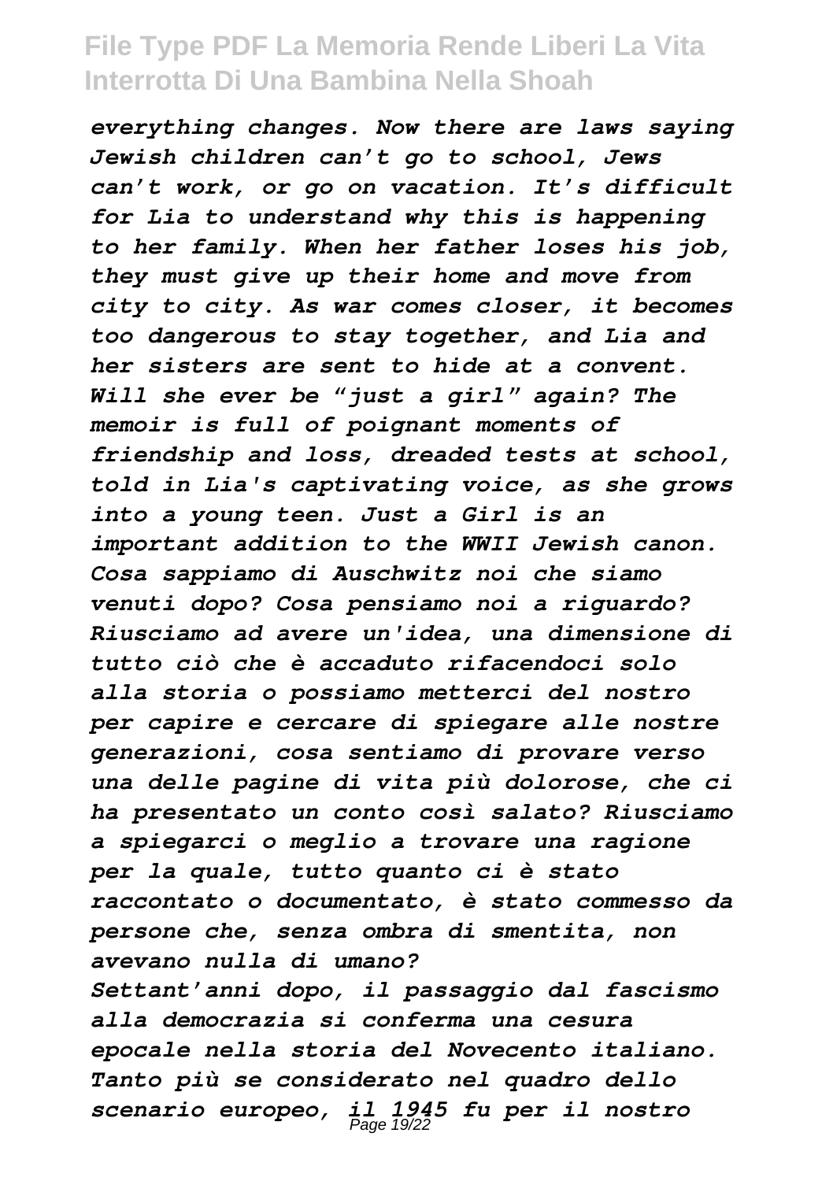*everything changes. Now there are laws saying Jewish children can't go to school, Jews can't work, or go on vacation. It's difficult for Lia to understand why this is happening to her family. When her father loses his job, they must give up their home and move from city to city. As war comes closer, it becomes too dangerous to stay together, and Lia and her sisters are sent to hide at a convent. Will she ever be "just a girl" again? The memoir is full of poignant moments of friendship and loss, dreaded tests at school, told in Lia's captivating voice, as she grows into a young teen. Just a Girl is an important addition to the WWII Jewish canon. Cosa sappiamo di Auschwitz noi che siamo venuti dopo? Cosa pensiamo noi a riguardo? Riusciamo ad avere un'idea, una dimensione di tutto ciò che è accaduto rifacendoci solo alla storia o possiamo metterci del nostro per capire e cercare di spiegare alle nostre generazioni, cosa sentiamo di provare verso una delle pagine di vita più dolorose, che ci ha presentato un conto così salato? Riusciamo a spiegarci o meglio a trovare una ragione per la quale, tutto quanto ci è stato raccontato o documentato, è stato commesso da persone che, senza ombra di smentita, non avevano nulla di umano?*

*Settant'anni dopo, il passaggio dal fascismo alla democrazia si conferma una cesura epocale nella storia del Novecento italiano. Tanto più se considerato nel quadro dello scenario europeo, il 1945 fu per il nostro*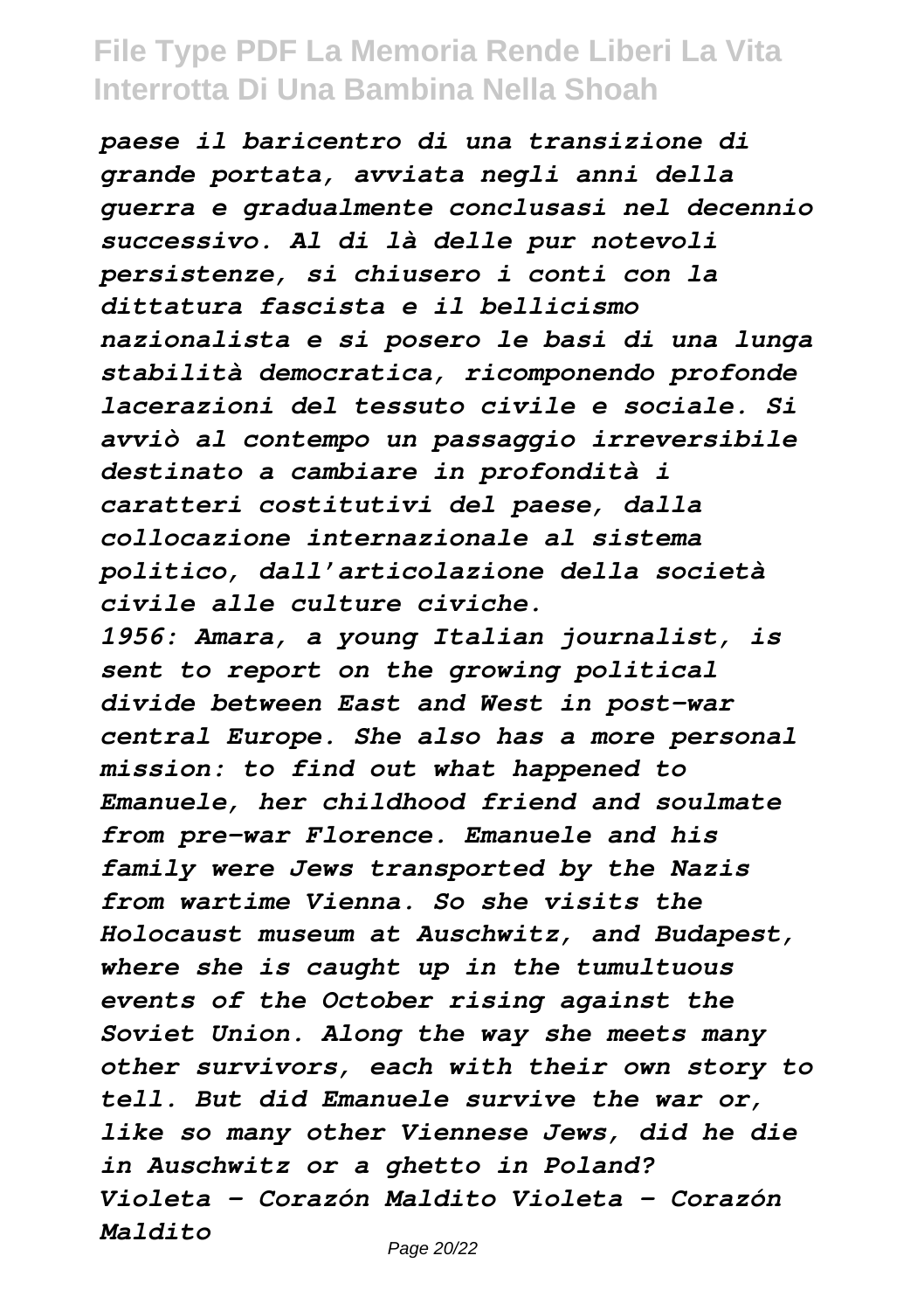*paese il baricentro di una transizione di grande portata, avviata negli anni della guerra e gradualmente conclusasi nel decennio successivo. Al di là delle pur notevoli persistenze, si chiusero i conti con la dittatura fascista e il bellicismo nazionalista e si posero le basi di una lunga stabilità democratica, ricomponendo profonde lacerazioni del tessuto civile e sociale. Si avviò al contempo un passaggio irreversibile destinato a cambiare in profondità i caratteri costitutivi del paese, dalla collocazione internazionale al sistema politico, dall'articolazione della società civile alle culture civiche.*

*1956: Amara, a young Italian journalist, is sent to report on the growing political divide between East and West in post-war central Europe. She also has a more personal mission: to find out what happened to Emanuele, her childhood friend and soulmate from pre-war Florence. Emanuele and his family were Jews transported by the Nazis from wartime Vienna. So she visits the Holocaust museum at Auschwitz, and Budapest, where she is caught up in the tumultuous events of the October rising against the Soviet Union. Along the way she meets many other survivors, each with their own story to tell. But did Emanuele survive the war or, like so many other Viennese Jews, did he die in Auschwitz or a ghetto in Poland?*

*Violeta - Corazón Maldito Violeta - Corazón Maldito*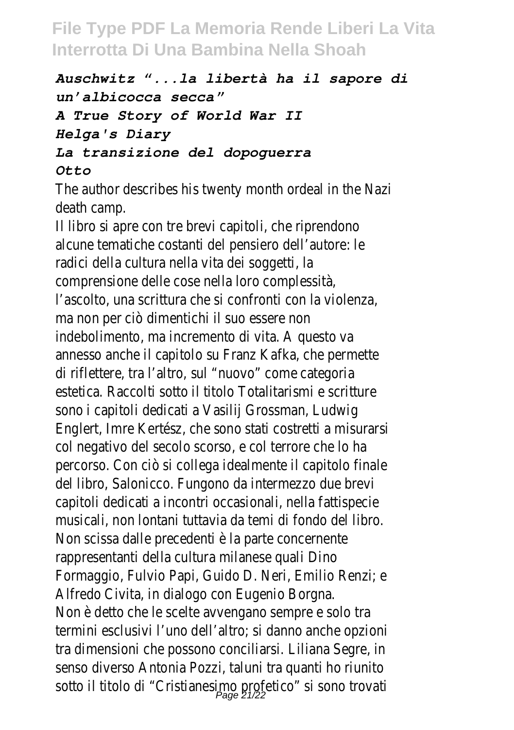*Auschwitz "...la libertà ha il sapore di un'albicocca secca"*

*A True Story of World War II*

*Helga's Diary*

*La transizione del dopoguerra*

*Otto*

The author describes his twenty month ordeal in the Nazi death camp.

Il libro si apre con tre brevi capitoli, che riprendono alcune tematiche costanti del pensiero dell'autore: le radici della cultura nella vita dei soggetti, la comprensione delle cose nella loro complessità, l'ascolto, una scrittura che si confronti con la violenza, ma non per ciò dimentichi il suo essere non indebolimento, ma incremento di vita. A questo va annesso anche il capitolo su Franz Kafka, che permette di riflettere, tra l'altro, sul "nuovo" come categoria estetica. Raccolti sotto il titolo Totalitarismi e scritture sono i capitoli dedicati a Vasilij Grossman, Ludwig Englert, Imre Kertész, che sono stati costretti a misurarsi col negativo del secolo scorso, e col terrore che lo ha percorso. Con ciò si collega idealmente il capitolo finale del libro, Salonicco. Fungono da intermezzo due brevi capitoli dedicati a incontri occasionali, nella fattispecie musicali, non lontani tuttavia da temi di fondo del libro. Non scissa dalle precedenti è la parte concernente rappresentanti della cultura milanese quali Dino Formaggio, Fulvio Papi, Guido D. Neri, Emilio Renzi; e Alfredo Civita, in dialogo con Eugenio Borgna.

Non è detto che le scelte avvengano sempre e solo tra termini esclusivi l'uno dell'altro; si danno anche opzioni tra dimensioni che possono conciliarsi. Liliana Segre, in senso diverso Antonia Pozzi, taluni tra quanti ho riunito sotto il titolo di "Cristianesimo profetico" si sono trovati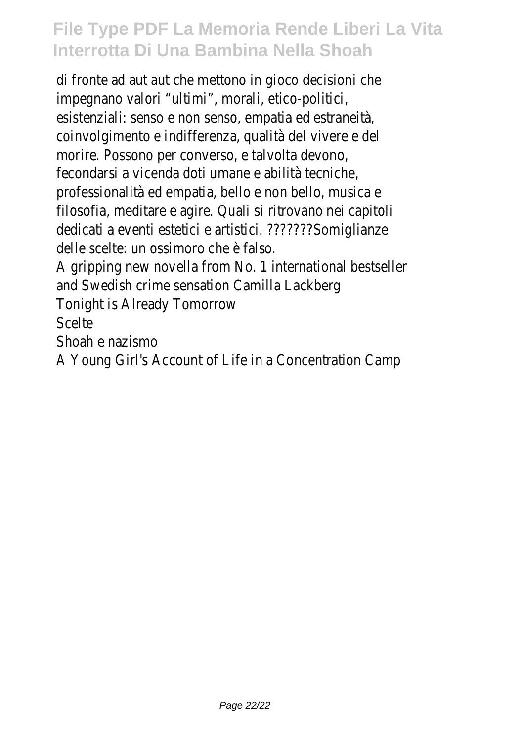di fronte ad aut aut che mettono in gioco decisioni che impegnano valori "ultimi", morali, etico-politici, esistenziali: senso e non senso, empatia ed estraneità, coinvolgimento e indifferenza, qualità del vivere e del morire. Possono per converso, e talvolta devono, fecondarsi a vicenda doti umane e abilità tecniche, professionalità ed empatia, bello e non bello, musica e filosofia, meditare e agire. Quali si ritrovano nei capitoli dedicati a eventi estetici e artistici. ???????Somiglianze delle scelte: un ossimoro che è falso.

A gripping new novella from No. 1 international bestseller and Swedish crime sensation Camilla Lackberg

Tonight is Already Tomorrow

Scelte

Shoah e nazismo

A Young Girl's Account of Life in a Concentration Camp